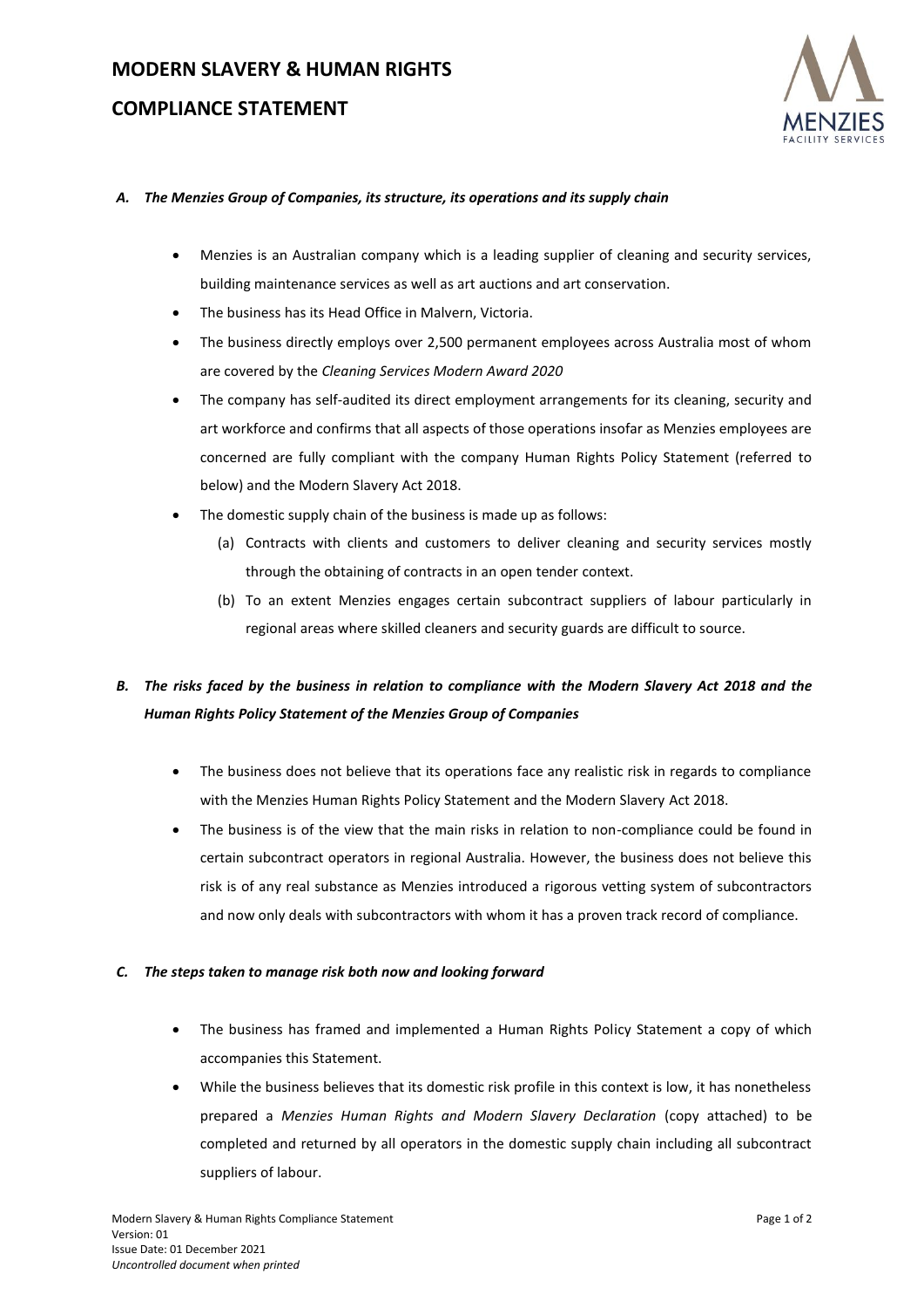# MODERN SLAVERY & HUMAN RIGHTS

# COMPLIANCE STATEMENT

### *A. The Menzies Group of Companies, its structure, its operations and its supply chain*

- Menzies is an Australian company which is a leading supplier of cleaning and security services, building maintenance services as well as art auctions and art conservation.
- The business has its Head Office in Malvern, Victoria.
- The business directly employs over 2,500 permanent employees across Australia most of whom are covered by the *Cleaning Services Modern Award 2020*
- The company has self-audited its direct employment arrangements for its cleaning, security and art workforce and confirms that all aspects of those operations insofar as Menzies employees are concerned are fully compliant with the company Human Rights Policy Statement (referred to below) and the Modern Slavery Act 2018.
- The domestic supply chain of the business is made up as follows:
    - (a) Contracts with clients and customers to deliver cleaning and security services mostly through the obtaining of contracts in an open tender context.
    - (b) To an extent Menzies engages certain subcontract suppliers of labour particularly in regional areas where skilled cleaners and security guards are difficult to source.

### *B. The risks faced by the business in relation to compliance with the Modern Slavery Act 2018 and the Human Rights Policy Statement of the Menzies Group of Companies*

- The business does not believe that its operations face any realistic risk in regards to compliance with the Menzies Human Rights Policy Statement and the Modern Slavery Act 2018.
- The business is of the view that the main risks in relation to non-compliance could be found in certain subcontract operators in regional Australia. However, the business does not believe this risk is of any real substance as Menzies introduced a rigorous vetting system of subcontractors and now only deals with subcontractors with whom it has a proven track record of compliance.

### *C. The steps taken to manage risk both now and looking forward*

- The business has framed and implemented a Human Rights Policy Statement a copy of which accompanies this Statement.
- While the business believes that its domestic risk profile in this context is low, it has nonetheless prepared a *Menzies Human Rights and Modern Slavery Declaration* (copy attached) to be completed and returned by all operators in the domestic supply chain including all subcontract suppliers of labour.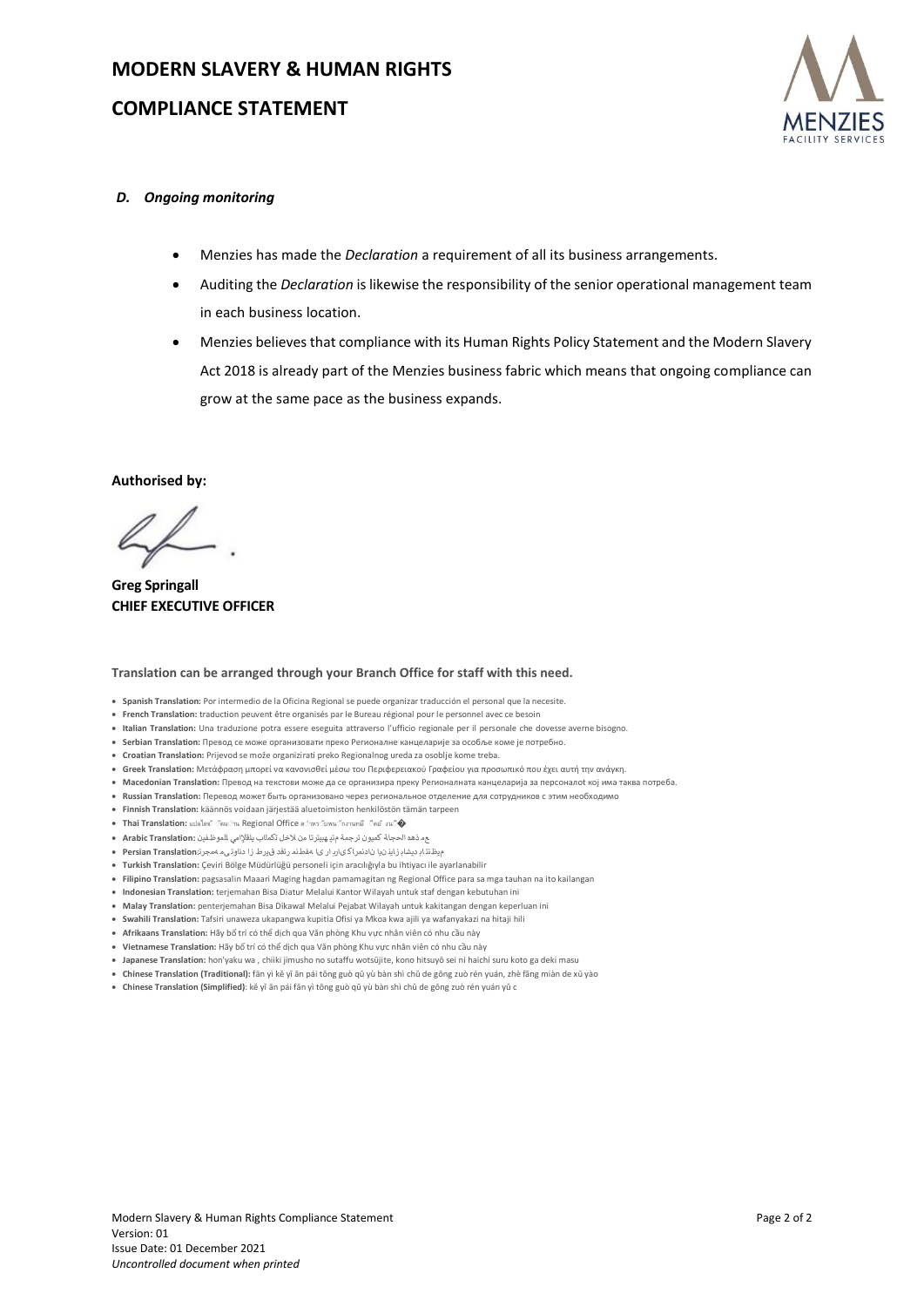### *D. Ongoing monitoring*

- Menzies has made the *Declaration* a requirement of all its business arrangements.
- Auditing the *Declaration* is likewise the responsibility of the senior operational management team in each business location.
- Menzies believes that compliance with its Human Rights Policy Statement and the Modern Slavery Act 2018 is already part of the Menzies business fabric which means that ongoing compliance can grow at the same pace as the business expands.

**Authorised by:**

**Greg Springall**
**CHIEF EXECUTIVE OFFICER**

**Translation can be arranged through your Branch Office for staff with this need.**

- **Spanish Translation:** Por intermedio de la Oficina Regional se puede organizar traducción el personal que la necesite.
- **French Translation:** traduction peuvent être organisés par le Bureau régional pour le personnel avec ce besoin
- **Italian Translation:** Una traduzione potra essere eseguita attraverso l'ufficio regionale per il personale che dovesse averne bisogno.
- **Serbian Translation:** Превод се може организовати преко Регионалне канцеларије за особље коме је потребно.
- **Croatian Translation:** Prijevod se može organizirati preko Regionalnog ureda za osoblje kome treba.
- **Greek Translation:** Μετάφραση μπορεί να κανονισθεί μέσω του Περιφερειακού Γραφείου για προσωπικό που έχει αυτή την ανάγκη.
- **Macedonian Translation:** Превод на текстови може да се организира преку Регионалната канцеларија за персоналот кој има таква потреба.
- **Russian Translation:** Перевод может быть организовано через региональное отделение для сотрудников с этим необходимо
- **Finnish Translation:** käännös voidaan järjestää aluetoimiston henkilöstön tämän tarpeen
- **Thai Translation:** แปลไทย ้ จดเ ่าน Regional Office ต ่างๆ ้บพน ่ กงานที่ ่ ี่ต ้ งน"�
- **Arabic Translation:** عم ذهه الحجاة كميون ترجمة متو بهيترتا من لاخل تكملاب يلقلإمي للموظفين
- **Persian Translation:** مجرتهمه یاز دینا ار يا رتفد قیرط زا تناوتیم نامزاس يارب دیشاب هتشاد ارب مهظن
- **Turkish Translation:** Çeviri Bölge Müdürlüğü personeli için aracılığıyla bu ihtiyacı ile ayarlanabilir
- **Filipino Translation:** pagsasalin Maaari Maging hagdan pamamagitan ng Regional Office para sa mga tauhan na ito kailangan
- **Indonesian Translation:** terjemahan Bisa Diatur Melalui Kantor Wilayah untuk staf dengan kebutuhan ini
- **Malay Translation:** penterjemahan Bisa Dikawal Melalui Pejabat Wilayah untuk kakitangan dengan keperluan ini
- **Swahili Translation:** Tafsiri unaweza ukapangwa kupitia Ofisi ya Mkoa kwa ajili ya wafanyakazi na hitaji hili
- **Afrikaans Translation:** Hãy bố trí có thể dịch qua Văn phòng Khu vực nhân viên có nhu cầu này
- **Vietnamese Translation:** Hãy bố trí có thể dịch qua Văn phòng Khu vực nhân viên có nhu cầu này
- **Japanese Translation:** hon'yaku wa , chiiki jimusho no sutaffu wotsūjite, kono hitsuyō sei ni haichi suru koto ga deki masu
- **Chinese Translation (Traditional):** fān yì kě yǐ ān pái tōng guò qū yù bàn shì chù de gōng zuò rén yuán, zhè fāng miàn de xū yào
- **Chinese Translation (Simplified)**: kě yǐ ān pái fān yì tōng guò qū yù bàn shì chù de gōng zuò rén yuán yǔ c

Modern Slavery & Human Rights Compliance Statement
Version: 01
Issue Date: 01 December 2021
*Uncontrolled document when printed*